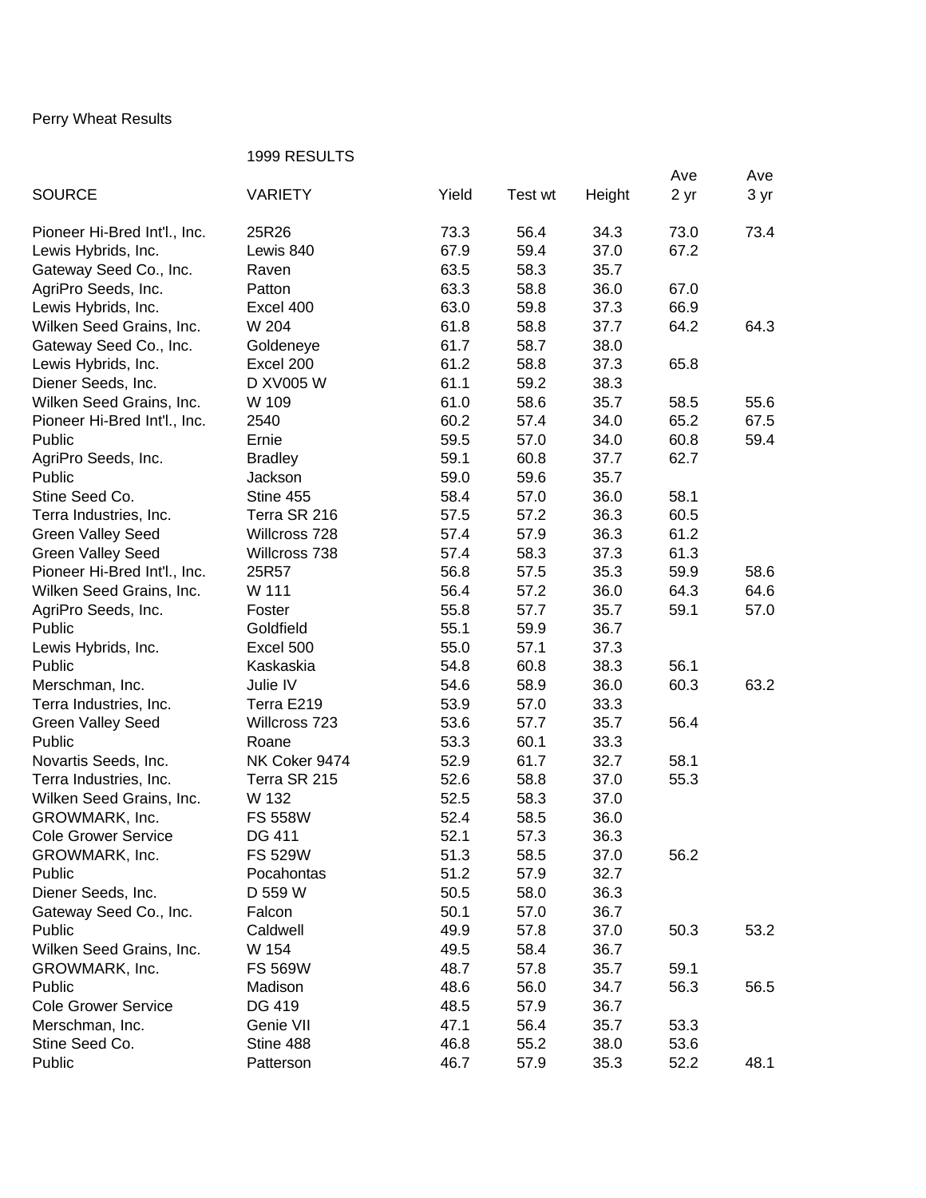Perry Wheat Results

1999 RESULTS

| SOURCE | VARIETY | Yield | Test wt | Height | Ave 2 yr | Ave 3 yr |
|---|---|---|---|---|---|---|
| Pioneer Hi-Bred Int'l., Inc. | 25R26 | 73.3 | 56.4 | 34.3 | 73.0 | 73.4 |
| Lewis Hybrids, Inc. | Lewis 840 | 67.9 | 59.4 | 37.0 | 67.2 | |
| Gateway Seed Co., Inc. | Raven | 63.5 | 58.3 | 35.7 | | |
| AgriPro Seeds, Inc. | Patton | 63.3 | 58.8 | 36.0 | 67.0 | |
| Lewis Hybrids, Inc. | Excel 400 | 63.0 | 59.8 | 37.3 | 66.9 | |
| Wilken Seed Grains, Inc. | W 204 | 61.8 | 58.8 | 37.7 | 64.2 | 64.3 |
| Gateway Seed Co., Inc. | Goldeneye | 61.7 | 58.7 | 38.0 | | |
| Lewis Hybrids, Inc. | Excel 200 | 61.2 | 58.8 | 37.3 | 65.8 | |
| Diener Seeds, Inc. | D XV005 W | 61.1 | 59.2 | 38.3 | | |
| Wilken Seed Grains, Inc. | W 109 | 61.0 | 58.6 | 35.7 | 58.5 | 55.6 |
| Pioneer Hi-Bred Int'l., Inc. | 2540 | 60.2 | 57.4 | 34.0 | 65.2 | 67.5 |
| Public | Ernie | 59.5 | 57.0 | 34.0 | 60.8 | 59.4 |
| AgriPro Seeds, Inc. | Bradley | 59.1 | 60.8 | 37.7 | 62.7 | |
| Public | Jackson | 59.0 | 59.6 | 35.7 | | |
| Stine Seed Co. | Stine 455 | 58.4 | 57.0 | 36.0 | 58.1 | |
| Terra Industries, Inc. | Terra SR 216 | 57.5 | 57.2 | 36.3 | 60.5 | |
| Green Valley Seed | Willcross 728 | 57.4 | 57.9 | 36.3 | 61.2 | |
| Green Valley Seed | Willcross 738 | 57.4 | 58.3 | 37.3 | 61.3 | |
| Pioneer Hi-Bred Int'l., Inc. | 25R57 | 56.8 | 57.5 | 35.3 | 59.9 | 58.6 |
| Wilken Seed Grains, Inc. | W 111 | 56.4 | 57.2 | 36.0 | 64.3 | 64.6 |
| AgriPro Seeds, Inc. | Foster | 55.8 | 57.7 | 35.7 | 59.1 | 57.0 |
| Public | Goldfield | 55.1 | 59.9 | 36.7 | | |
| Lewis Hybrids, Inc. | Excel 500 | 55.0 | 57.1 | 37.3 | | |
| Public | Kaskaskia | 54.8 | 60.8 | 38.3 | 56.1 | |
| Merschman, Inc. | Julie IV | 54.6 | 58.9 | 36.0 | 60.3 | 63.2 |
| Terra Industries, Inc. | Terra E219 | 53.9 | 57.0 | 33.3 | | |
| Green Valley Seed | Willcross 723 | 53.6 | 57.7 | 35.7 | 56.4 | |
| Public | Roane | 53.3 | 60.1 | 33.3 | | |
| Novartis Seeds, Inc. | NK Coker 9474 | 52.9 | 61.7 | 32.7 | 58.1 | |
| Terra Industries, Inc. | Terra SR 215 | 52.6 | 58.8 | 37.0 | 55.3 | |
| Wilken Seed Grains, Inc. | W 132 | 52.5 | 58.3 | 37.0 | | |
| GROWMARK, Inc. | FS 558W | 52.4 | 58.5 | 36.0 | | |
| Cole Grower Service | DG 411 | 52.1 | 57.3 | 36.3 | | |
| GROWMARK, Inc. | FS 529W | 51.3 | 58.5 | 37.0 | 56.2 | |
| Public | Pocahontas | 51.2 | 57.9 | 32.7 | | |
| Diener Seeds, Inc. | D 559 W | 50.5 | 58.0 | 36.3 | | |
| Gateway Seed Co., Inc. | Falcon | 50.1 | 57.0 | 36.7 | | |
| Public | Caldwell | 49.9 | 57.8 | 37.0 | 50.3 | 53.2 |
| Wilken Seed Grains, Inc. | W 154 | 49.5 | 58.4 | 36.7 | | |
| GROWMARK, Inc. | FS 569W | 48.7 | 57.8 | 35.7 | 59.1 | |
| Public | Madison | 48.6 | 56.0 | 34.7 | 56.3 | 56.5 |
| Cole Grower Service | DG 419 | 48.5 | 57.9 | 36.7 | | |
| Merschman, Inc. | Genie VII | 47.1 | 56.4 | 35.7 | 53.3 | |
| Stine Seed Co. | Stine 488 | 46.8 | 55.2 | 38.0 | 53.6 | |
| Public | Patterson | 46.7 | 57.9 | 35.3 | 52.2 | 48.1 |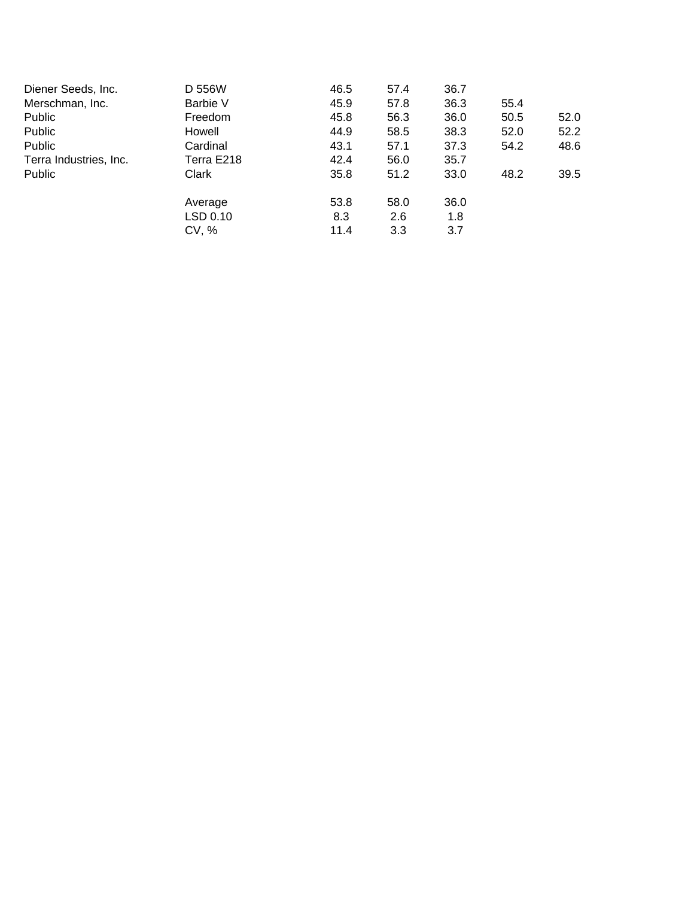| | | | | | | |
|---|---|---|---|---|---|---|
| Diener Seeds, Inc. | D 556W | 46.5 | 57.4 | 36.7 | | |
| Merschman, Inc. | Barbie V | 45.9 | 57.8 | 36.3 | 55.4 | |
| Public | Freedom | 45.8 | 56.3 | 36.0 | 50.5 | 52.0 |
| Public | Howell | 44.9 | 58.5 | 38.3 | 52.0 | 52.2 |
| Public | Cardinal | 43.1 | 57.1 | 37.3 | 54.2 | 48.6 |
| Terra Industries, Inc. | Terra E218 | 42.4 | 56.0 | 35.7 | | |
| Public | Clark | 35.8 | 51.2 | 33.0 | 48.2 | 39.5 |
| | Average | 53.8 | 58.0 | 36.0 | | |
| | LSD 0.10 | 8.3 | 2.6 | 1.8 | | |
| | CV, % | 11.4 | 3.3 | 3.7 | | |